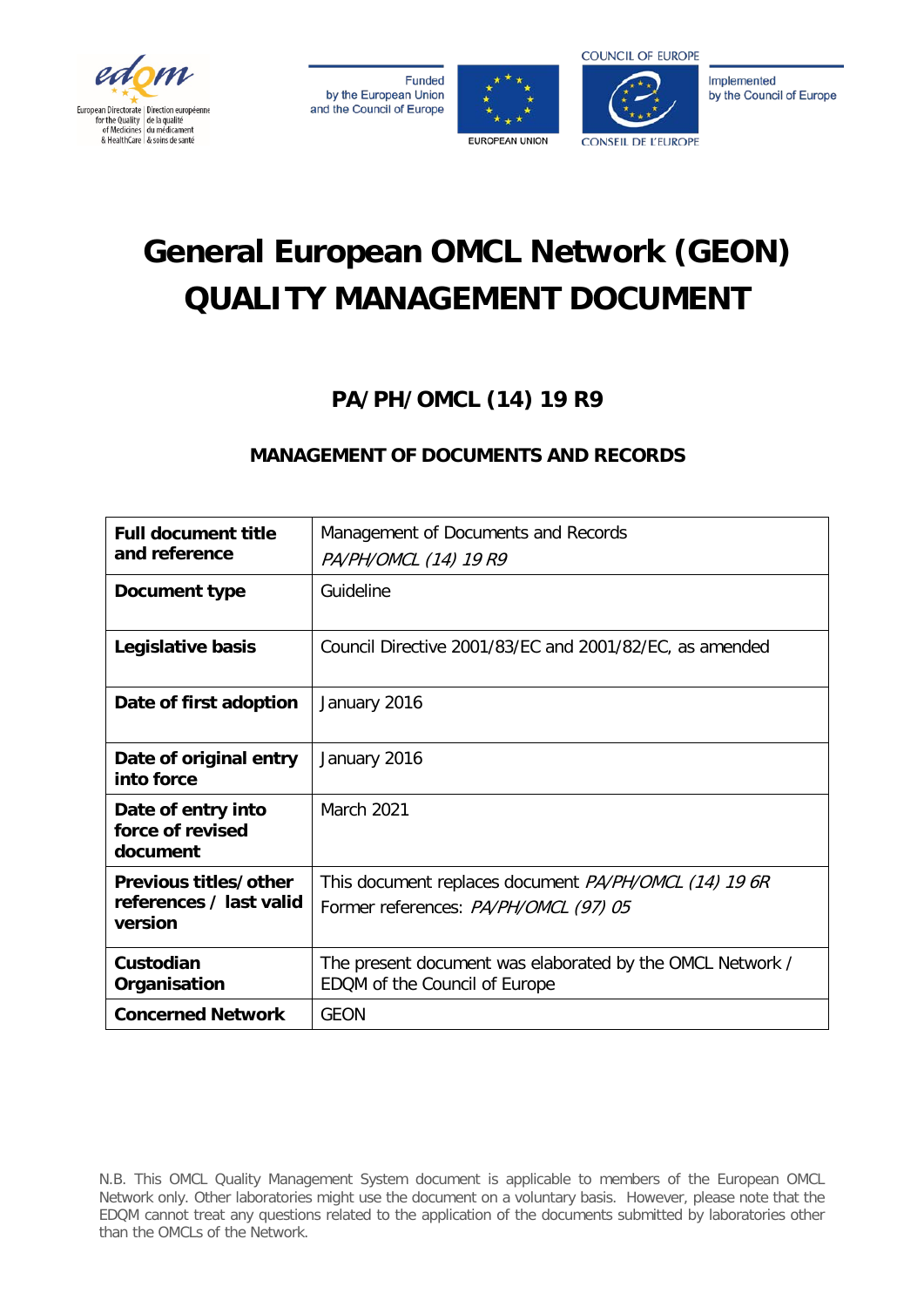# General European OMCL Network (GEON) QUALITY MANAGEMENT DOCUMENT

## PA/PH/OMCL (14) 19 R9

### MANAGEMENT OF DOCUMENTS AND RECORDS

| **Full document title and reference** | Management of Documents and Records *PA/PH/OMCL (14) 19 R9* |
|---|---|
| **Document type** | Guideline |
| **Legislative basis** | Council Directive 2001/83/EC and 2001/82/EC, as amended |
| **Date of first adoption** | January 2016 |
| **Date of original entry into force** | January 2016 |
| **Date of entry into force of revised document** | March 2021 |
| **Previous titles/other references / last valid version** | This document replaces document *PA/PH/OMCL (14) 19 6R* Former references: *PA/PH/OMCL (97) 05* |
| **Custodian Organisation** | The present document was elaborated by the OMCL Network / EDQM of the Council of Europe |
| **Concerned Network** | GEON |

N.B. This OMCL Quality Management System document is applicable to members of the European OMCL Network only. Other laboratories might use the document on a voluntary basis. However, please note that the EDQM cannot treat any questions related to the application of the documents submitted by laboratories other than the OMCLs of the Network.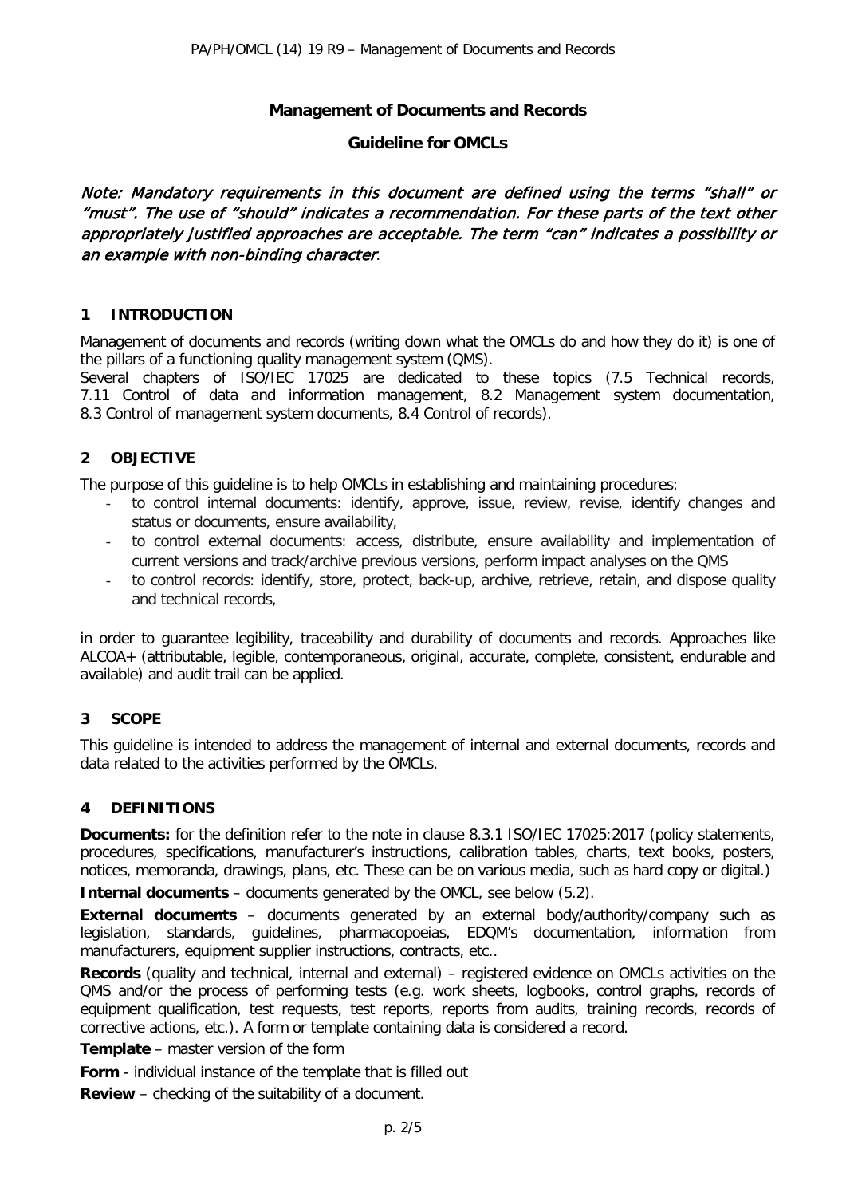**Management of Documents and Records**

**Guideline for OMCLs**

*Note: Mandatory requirements in this document are defined using the terms "shall" or "must". The use of "should" indicates a recommendation. For these parts of the text other appropriately justified approaches are acceptable. The term "can" indicates a possibility or an example with non-binding character*.

## 1 INTRODUCTION

Management of documents and records (writing down what the OMCLs do and how they do it) is one of the pillars of a functioning quality management system (QMS).

Several chapters of ISO/IEC 17025 are dedicated to these topics (7.5 Technical records, 7.11 Control of data and information management, 8.2 Management system documentation, 8.3 Control of management system documents, 8.4 Control of records).

## 2 OBJECTIVE

The purpose of this guideline is to help OMCLs in establishing and maintaining procedures:

- to control internal documents: identify, approve, issue, review, revise, identify changes and status or documents, ensure availability,
- to control external documents: access, distribute, ensure availability and implementation of current versions and track/archive previous versions, perform impact analyses on the QMS
- to control records: identify, store, protect, back-up, archive, retrieve, retain, and dispose quality and technical records,

in order to guarantee legibility, traceability and durability of documents and records. Approaches like ALCOA+ (attributable, legible, contemporaneous, original, accurate, complete, consistent, endurable and available) and audit trail can be applied.

## 3 SCOPE

This guideline is intended to address the management of internal and external documents, records and data related to the activities performed by the OMCLs.

## 4 DEFINITIONS

**Documents:** for the definition refer to the note in clause 8.3.1 ISO/IEC 17025:2017 (policy statements, procedures, specifications, manufacturer's instructions, calibration tables, charts, text books, posters, notices, memoranda, drawings, plans, etc. These can be on various media, such as hard copy or digital.)

**Internal documents** – documents generated by the OMCL, see below (5.2).

**External documents** – documents generated by an external body/authority/company such as legislation, standards, guidelines, pharmacopoeias, EDQM's documentation, information from manufacturers, equipment supplier instructions, contracts, etc..

**Records** (quality and technical, internal and external) – registered evidence on OMCLs activities on the QMS and/or the process of performing tests (e.g. work sheets, logbooks, control graphs, records of equipment qualification, test requests, test reports, reports from audits, training records, records of corrective actions, etc.). A form or template containing data is considered a record.

**Template** – master version of the form

**Form** - individual instance of the template that is filled out

**Review** – checking of the suitability of a document.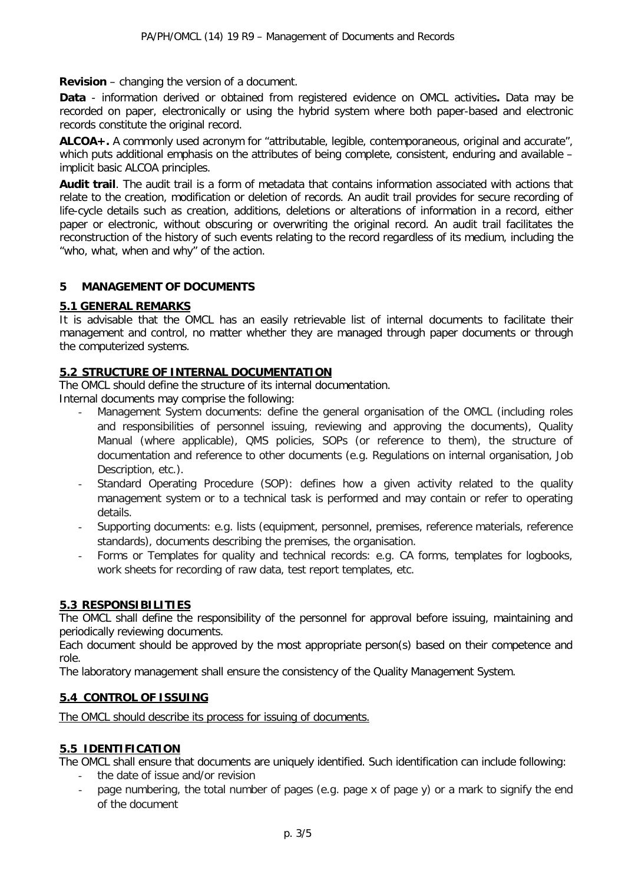**Revision** – changing the version of a document.

**Data** - information derived or obtained from registered evidence on OMCL activities**.** Data may be recorded on paper, electronically or using the hybrid system where both paper-based and electronic records constitute the original record.

**ALCOA+.** A commonly used acronym for "attributable, legible, contemporaneous, original and accurate", which puts additional emphasis on the attributes of being complete, consistent, enduring and available – implicit basic ALCOA principles.

**Audit trail**. The audit trail is a form of metadata that contains information associated with actions that relate to the creation, modification or deletion of records. An audit trail provides for secure recording of life-cycle details such as creation, additions, deletions or alterations of information in a record, either paper or electronic, without obscuring or overwriting the original record. An audit trail facilitates the reconstruction of the history of such events relating to the record regardless of its medium, including the "who, what, when and why" of the action.

## 5 MANAGEMENT OF DOCUMENTS

### 5.1 GENERAL REMARKS

It is advisable that the OMCL has an easily retrievable list of internal documents to facilitate their management and control, no matter whether they are managed through paper documents or through the computerized systems.

### 5.2 STRUCTURE OF INTERNAL DOCUMENTATION

The OMCL should define the structure of its internal documentation.

Internal documents may comprise the following:

- Management System documents: define the general organisation of the OMCL (including roles and responsibilities of personnel issuing, reviewing and approving the documents), Quality Manual (where applicable), QMS policies, SOPs (or reference to them), the structure of documentation and reference to other documents (e.g. Regulations on internal organisation, Job Description, etc.).
- Standard Operating Procedure (SOP): defines how a given activity related to the quality management system or to a technical task is performed and may contain or refer to operating details.
- Supporting documents: e.g. lists (equipment, personnel, premises, reference materials, reference standards), documents describing the premises, the organisation.
- Forms or Templates for quality and technical records: e.g. CA forms, templates for logbooks, work sheets for recording of raw data, test report templates, etc.

### 5.3 RESPONSIBILITIES

The OMCL shall define the responsibility of the personnel for approval before issuing, maintaining and periodically reviewing documents.

Each document should be approved by the most appropriate person(s) based on their competence and role.

The laboratory management shall ensure the consistency of the Quality Management System.

### 5.4 CONTROL OF ISSUING

The OMCL should describe its process for issuing of documents.

### 5.5 IDENTIFICATION

The OMCL shall ensure that documents are uniquely identified. Such identification can include following:

- the date of issue and/or revision
- page numbering, the total number of pages (e.g. page x of page y) or a mark to signify the end of the document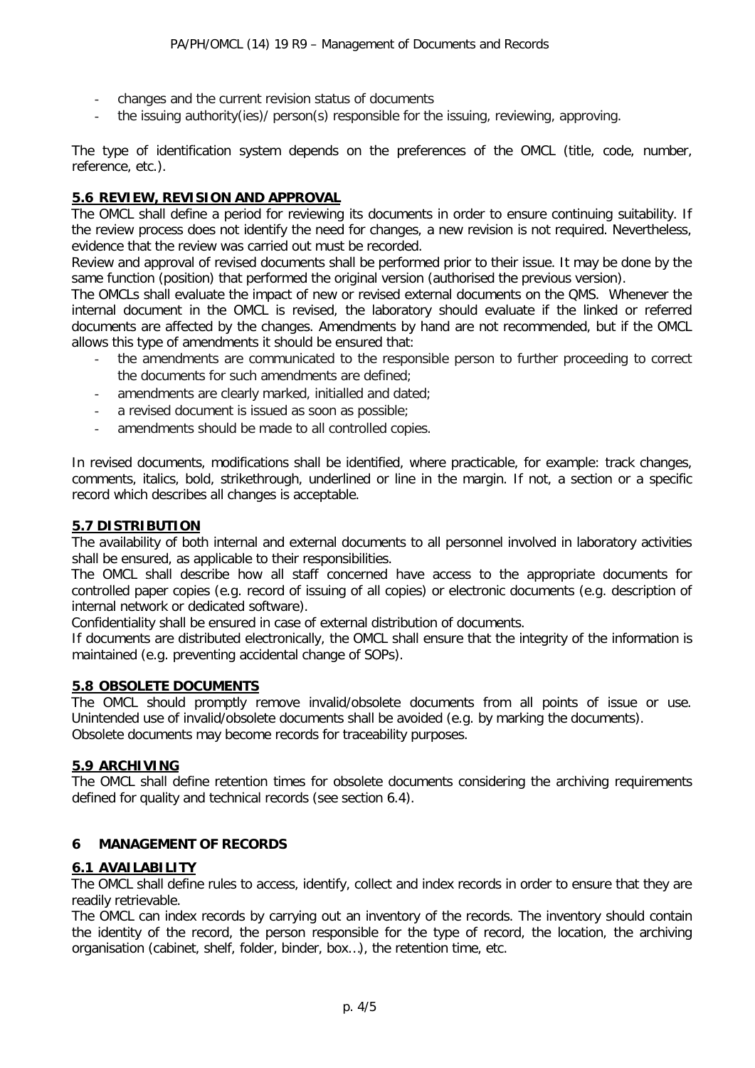- changes and the current revision status of documents
- the issuing authority(ies)/ person(s) responsible for the issuing, reviewing, approving.

The type of identification system depends on the preferences of the OMCL (title, code, number, reference, etc.).

### 5.6 REVIEW, REVISION AND APPROVAL

The OMCL shall define a period for reviewing its documents in order to ensure continuing suitability. If the review process does not identify the need for changes, a new revision is not required. Nevertheless, evidence that the review was carried out must be recorded.

Review and approval of revised documents shall be performed prior to their issue. It may be done by the same function (position) that performed the original version (authorised the previous version).

The OMCLs shall evaluate the impact of new or revised external documents on the QMS. Whenever the internal document in the OMCL is revised, the laboratory should evaluate if the linked or referred documents are affected by the changes. Amendments by hand are not recommended, but if the OMCL allows this type of amendments it should be ensured that:

- the amendments are communicated to the responsible person to further proceeding to correct the documents for such amendments are defined;
- amendments are clearly marked, initialled and dated;
- a revised document is issued as soon as possible;
- amendments should be made to all controlled copies.

In revised documents, modifications shall be identified, where practicable, for example: track changes, comments, italics, bold, strikethrough, underlined or line in the margin. If not, a section or a specific record which describes all changes is acceptable.

### 5.7 DISTRIBUTION

The availability of both internal and external documents to all personnel involved in laboratory activities shall be ensured, as applicable to their responsibilities.

The OMCL shall describe how all staff concerned have access to the appropriate documents for controlled paper copies (e.g. record of issuing of all copies) or electronic documents (e.g. description of internal network or dedicated software).

Confidentiality shall be ensured in case of external distribution of documents.

If documents are distributed electronically, the OMCL shall ensure that the integrity of the information is maintained (e.g. preventing accidental change of SOPs).

### 5.8 OBSOLETE DOCUMENTS

The OMCL should promptly remove invalid/obsolete documents from all points of issue or use. Unintended use of invalid/obsolete documents shall be avoided (e.g. by marking the documents).
Obsolete documents may become records for traceability purposes.

### 5.9 ARCHIVING

The OMCL shall define retention times for obsolete documents considering the archiving requirements defined for quality and technical records (see section 6.4).

## 6 MANAGEMENT OF RECORDS

### 6.1 AVAILABILITY

The OMCL shall define rules to access, identify, collect and index records in order to ensure that they are readily retrievable.

The OMCL can index records by carrying out an inventory of the records. The inventory should contain the identity of the record, the person responsible for the type of record, the location, the archiving organisation (cabinet, shelf, folder, binder, box…), the retention time, etc.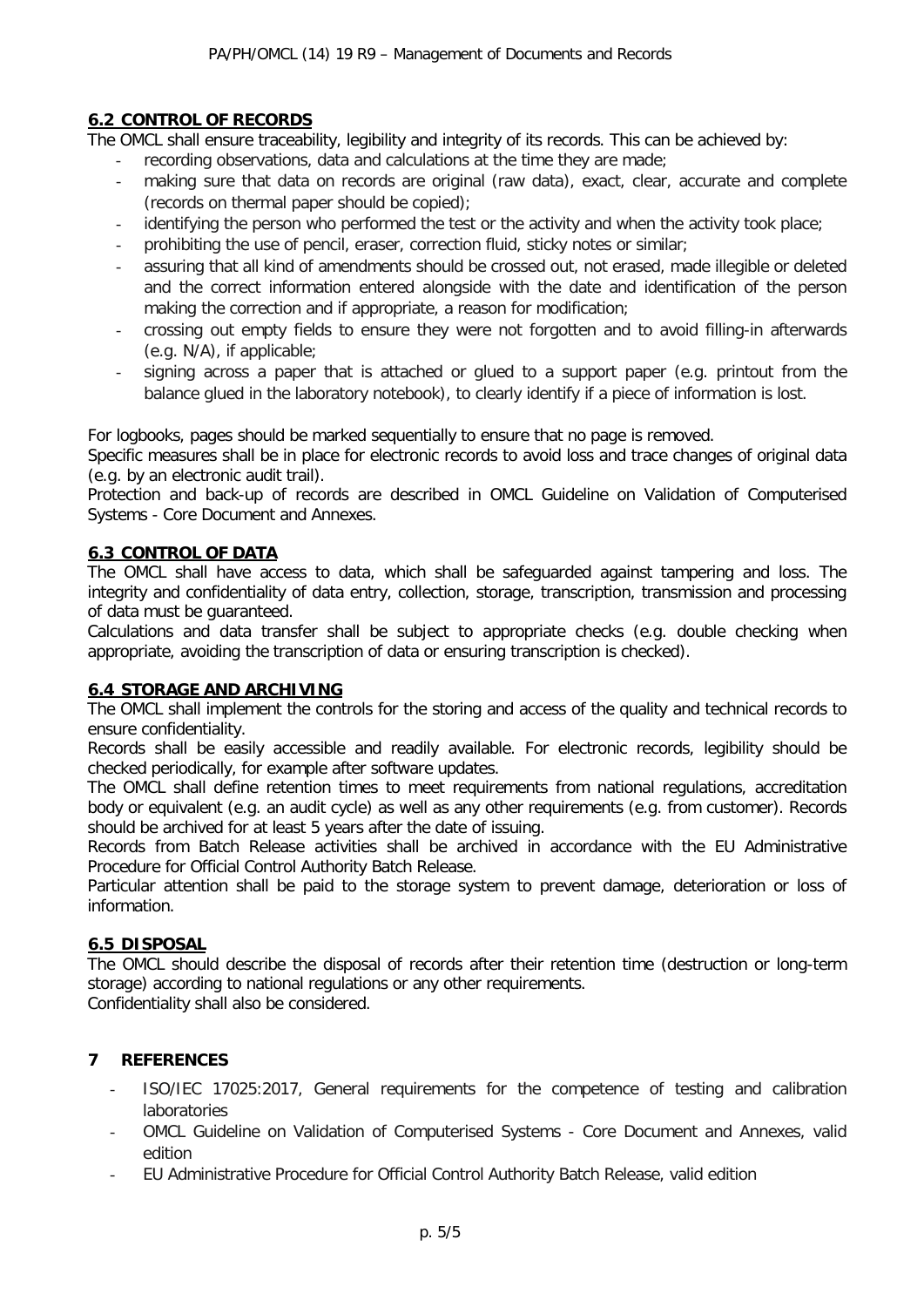### 6.2 CONTROL OF RECORDS

The OMCL shall ensure traceability, legibility and integrity of its records. This can be achieved by:

- recording observations, data and calculations at the time they are made;
- making sure that data on records are original (raw data), exact, clear, accurate and complete (records on thermal paper should be copied);
- identifying the person who performed the test or the activity and when the activity took place;
- prohibiting the use of pencil, eraser, correction fluid, sticky notes or similar;
- assuring that all kind of amendments should be crossed out, not erased, made illegible or deleted and the correct information entered alongside with the date and identification of the person making the correction and if appropriate, a reason for modification;
- crossing out empty fields to ensure they were not forgotten and to avoid filling-in afterwards (e.g. N/A), if applicable;
- signing across a paper that is attached or glued to a support paper (e.g. printout from the balance glued in the laboratory notebook), to clearly identify if a piece of information is lost.

For logbooks, pages should be marked sequentially to ensure that no page is removed.

Specific measures shall be in place for electronic records to avoid loss and trace changes of original data (e.g. by an electronic audit trail).

Protection and back-up of records are described in OMCL Guideline on Validation of Computerised Systems - Core Document and Annexes.

### 6.3 CONTROL OF DATA

The OMCL shall have access to data, which shall be safeguarded against tampering and loss. The integrity and confidentiality of data entry, collection, storage, transcription, transmission and processing of data must be guaranteed.

Calculations and data transfer shall be subject to appropriate checks (e.g. double checking when appropriate, avoiding the transcription of data or ensuring transcription is checked).

### 6.4 STORAGE AND ARCHIVING

The OMCL shall implement the controls for the storing and access of the quality and technical records to ensure confidentiality.

Records shall be easily accessible and readily available. For electronic records, legibility should be checked periodically, for example after software updates.

The OMCL shall define retention times to meet requirements from national regulations, accreditation body or equivalent (e.g. an audit cycle) as well as any other requirements (e.g. from customer). Records should be archived for at least 5 years after the date of issuing.

Records from Batch Release activities shall be archived in accordance with the EU Administrative Procedure for Official Control Authority Batch Release.

Particular attention shall be paid to the storage system to prevent damage, deterioration or loss of information.

### 6.5 DISPOSAL

The OMCL should describe the disposal of records after their retention time (destruction or long-term storage) according to national regulations or any other requirements.

Confidentiality shall also be considered.

## 7 REFERENCES

- ISO/IEC 17025:2017, General requirements for the competence of testing and calibration laboratories
- OMCL Guideline on Validation of Computerised Systems - Core Document and Annexes, valid edition
- EU Administrative Procedure for Official Control Authority Batch Release, valid edition